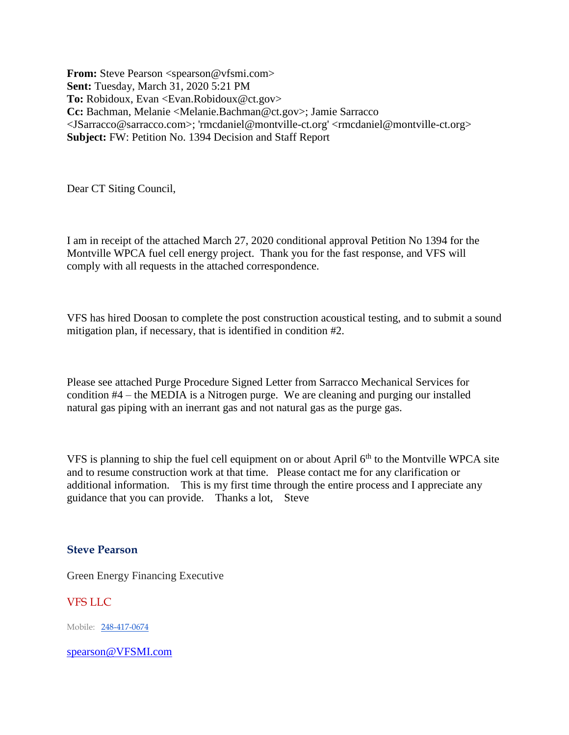**From:** Steve Pearson <spearson@vfsmi.com>
**Sent:** Tuesday, March 31, 2020 5:21 PM
**To:** Robidoux, Evan <Evan.Robidoux@ct.gov>
**Cc:** Bachman, Melanie <Melanie.Bachman@ct.gov>; Jamie Sarracco <JSarracco@sarracco.com>; 'rmcdaniel@montville-ct.org' <rmcdaniel@montville-ct.org>
**Subject:** FW: Petition No. 1394 Decision and Staff Report

Dear CT Siting Council,

I am in receipt of the attached March 27, 2020 conditional approval Petition No 1394 for the Montville WPCA fuel cell energy project. Thank you for the fast response, and VFS will comply with all requests in the attached correspondence.

VFS has hired Doosan to complete the post construction acoustical testing, and to submit a sound mitigation plan, if necessary, that is identified in condition #2.

Please see attached Purge Procedure Signed Letter from Sarracco Mechanical Services for condition #4 – the MEDIA is a Nitrogen purge. We are cleaning and purging our installed natural gas piping with an inerrant gas and not natural gas as the purge gas.

VFS is planning to ship the fuel cell equipment on or about April 6th to the Montville WPCA site and to resume construction work at that time. Please contact me for any clarification or additional information. This is my first time through the entire process and I appreciate any guidance that you can provide. Thanks a lot, Steve

**Steve Pearson**

Green Energy Financing Executive

VFS LLC

Mobile: 248-417-0674

spearson@VFSMI.com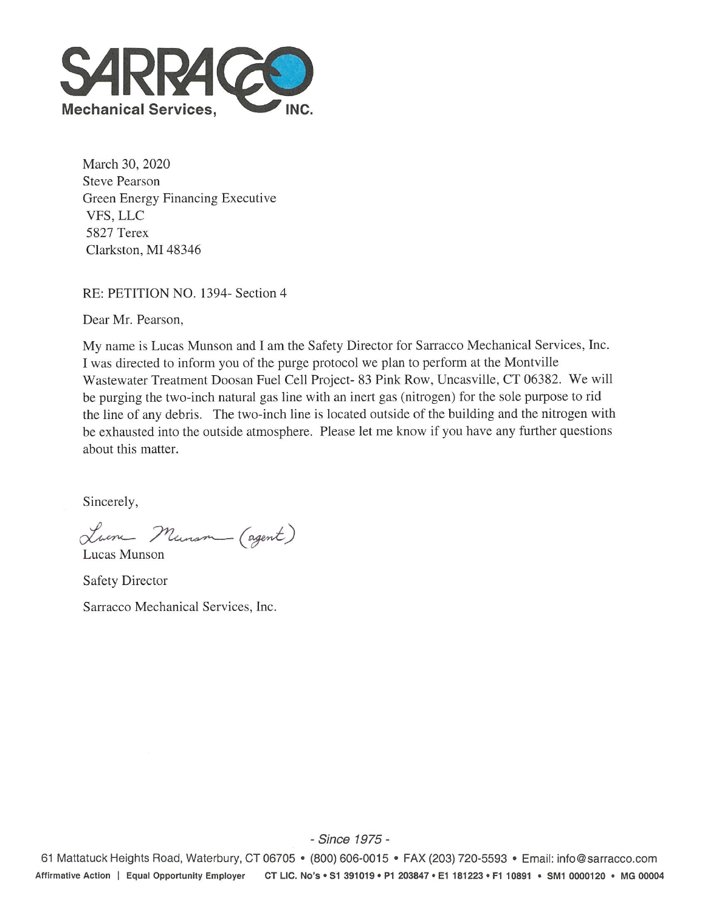**SARRACCO**
**Mechanical Services, INC.**

March 30, 2020
Steve Pearson
Green Energy Financing Executive
VFS, LLC
5827 Terex
Clarkston, MI 48346

RE: PETITION NO. 1394- Section 4

Dear Mr. Pearson,

My name is Lucas Munson and I am the Safety Director for Sarracco Mechanical Services, Inc. I was directed to inform you of the purge protocol we plan to perform at the Montville Wastewater Treatment Doosan Fuel Cell Project- 83 Pink Row, Uncasville, CT 06382. We will be purging the two-inch natural gas line with an inert gas (nitrogen) for the sole purpose to rid the line of any debris. The two-inch line is located outside of the building and the nitrogen with be exhausted into the outside atmosphere. Please let me know if you have any further questions about this matter.

Sincerely,

*Lucas Munson (agent)*

Lucas Munson

Safety Director

Sarracco Mechanical Services, Inc.

*- Since 1975 -*

61 Mattatuck Heights Road, Waterbury, CT 06705 • (800) 606-0015 • FAX (203) 720-5593 • Email: info@sarracco.com

**Affirmative Action | Equal Opportunity Employer CT LIC. No's • S1 391019 • P1 203847 • E1 181223 • F1 10891 • SM1 0000120 • MG 00004**